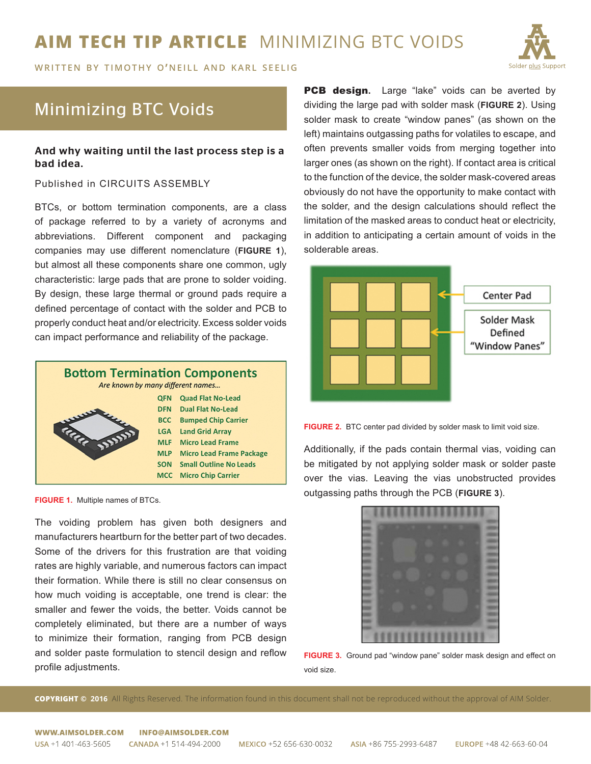# Minimizing BTC Voids

**And why waiting until the last process step is a bad idea.**

Published in CIRCUITS ASSEMBLY

BTCs, or bottom termination components, are a class of package referred to by a variety of acronyms and abbreviations. Different component and packaging companies may use different nomenclature (**FIGURE 1**), but almost all these components share one common, ugly characteristic: large pads that are prone to solder voiding. By design, these large thermal or ground pads require a defined percentage of contact with the solder and PCB to properly conduct heat and/or electricity. Excess solder voids can impact performance and reliability of the package.

**Bottom Termination Components**

*Are known by many different names...*

| | |
|---|---|
| QFN | Quad Flat No-Lead |
| DFN | Dual Flat No-Lead |
| BCC | Bumped Chip Carrier |
| LGA | Land Grid Array |
| MLF | Micro Lead Frame |
| MLP | Micro Lead Frame Package |
| SON | Small Outline No Leads |
| MCC | Micro Chip Carrier |

**FIGURE 1.** Multiple names of BTCs.

The voiding problem has given both designers and manufacturers heartburn for the better part of two decades. Some of the drivers for this frustration are that voiding rates are highly variable, and numerous factors can impact their formation. While there is still no clear consensus on how much voiding is acceptable, one trend is clear: the smaller and fewer the voids, the better. Voids cannot be completely eliminated, but there are a number of ways to minimize their formation, ranging from PCB design and solder paste formulation to stencil design and reflow profile adjustments.

**PCB design.** Large "lake" voids can be averted by dividing the large pad with solder mask (**FIGURE 2**). Using solder mask to create "window panes" (as shown on the left) maintains outgassing paths for volatiles to escape, and often prevents smaller voids from merging together into larger ones (as shown on the right). If contact area is critical to the function of the device, the solder mask-covered areas obviously do not have the opportunity to make contact with the solder, and the design calculations should reflect the limitation of the masked areas to conduct heat or electricity, in addition to anticipating a certain amount of voids in the solderable areas.

Center Pad

Solder Mask Defined "Window Panes"

**FIGURE 2.** BTC center pad divided by solder mask to limit void size.

Additionally, if the pads contain thermal vias, voiding can be mitigated by not applying solder mask or solder paste over the vias. Leaving the vias unobstructed provides outgassing paths through the PCB (**FIGURE 3**).

**FIGURE 3.** Ground pad "window pane" solder mask design and effect on void size.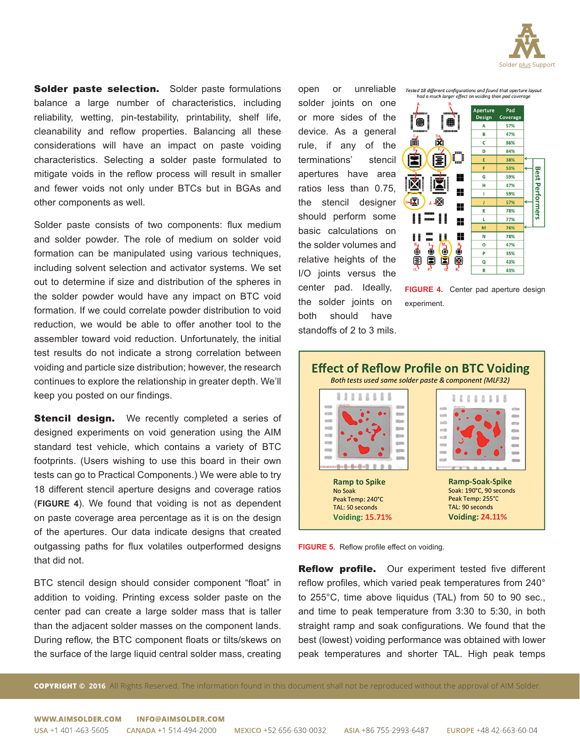**Solder paste selection.** Solder paste formulations balance a large number of characteristics, including reliability, wetting, pin-testability, printability, shelf life, cleanability and reflow properties. Balancing all these considerations will have an impact on paste voiding characteristics. Selecting a solder paste formulated to mitigate voids in the reflow process will result in smaller and fewer voids not only under BTCs but in BGAs and other components as well.

Solder paste consists of two components: flux medium and solder powder. The role of medium on solder void formation can be manipulated using various techniques, including solvent selection and activator systems. We set out to determine if size and distribution of the spheres in the solder powder would have any impact on BTC void formation. If we could correlate powder distribution to void reduction, we would be able to offer another tool to the assembler toward void reduction. Unfortunately, the initial test results do not indicate a strong correlation between voiding and particle size distribution; however, the research continues to explore the relationship in greater depth. We'll keep you posted on our findings.

**Stencil design.** We recently completed a series of designed experiments on void generation using the AIM standard test vehicle, which contains a variety of BTC footprints. (Users wishing to use this board in their own tests can go to Practical Components.) We were able to try 18 different stencil aperture designs and coverage ratios (**FIGURE 4**). We found that voiding is not as dependent on paste coverage area percentage as it is on the design of the apertures. Our data indicate designs that created outgassing paths for flux volatiles outperformed designs that did not.

BTC stencil design should consider component "float" in addition to voiding. Printing excess solder paste on the center pad can create a large solder mass that is taller than the adjacent solder masses on the component lands. During reflow, the BTC component floats or tilts/skews on the surface of the large liquid central solder mass, creating open or unreliable solder joints on one or more sides of the device. As a general rule, if any of the terminations' stencil apertures have area ratios less than 0.75, the stencil designer should perform some basic calculations on the solder volumes and relative heights of the I/O joints versus the center pad. Ideally, the solder joints on both should have standoffs of 2 to 3 mils.

*Tested 18 different configurations and found that aperture layout had a much larger effect on voiding than pad coverage*

| Aperture Design | Pad Coverage |
|---|---|
| A | 57% |
| B | 47% |
| C | 86% |
| D | 84% |
| E | 38% |
| F | 53% |
| G | 59% |
| H | 47% |
| I | 59% |
| J | 57% |
| K | 78% |
| L | 77% |
| M | 76% |
| N | 78% |
| O | 47% |
| P | 35% |
| Q | 43% |
| R | 43% |

Best Performers: E, F, J, M

**FIGURE 4.** Center pad aperture design experiment.

**Effect of Reflow Profile on BTC Voiding**

*Both tests used same solder paste & component (MLF32)*

| Ramp to Spike | Ramp-Soak-Spike |
|---|---|
| No Soak | Soak: 190°C, 90 seconds |
| Peak Temp: 240°C | Peak Temp: 255°C |
| TAL: 50 seconds | TAL: 90 seconds |
| Voiding: 15.71% | Voiding: 24.11% |

**FIGURE 5.** Reflow profile effect on voiding.

**Reflow profile.** Our experiment tested five different reflow profiles, which varied peak temperatures from 240° to 255°C, time above liquidus (TAL) from 50 to 90 sec., and time to peak temperature from 3:30 to 5:30, in both straight ramp and soak configurations. We found that the best (lowest) voiding performance was obtained with lower peak temperatures and shorter TAL. High peak temps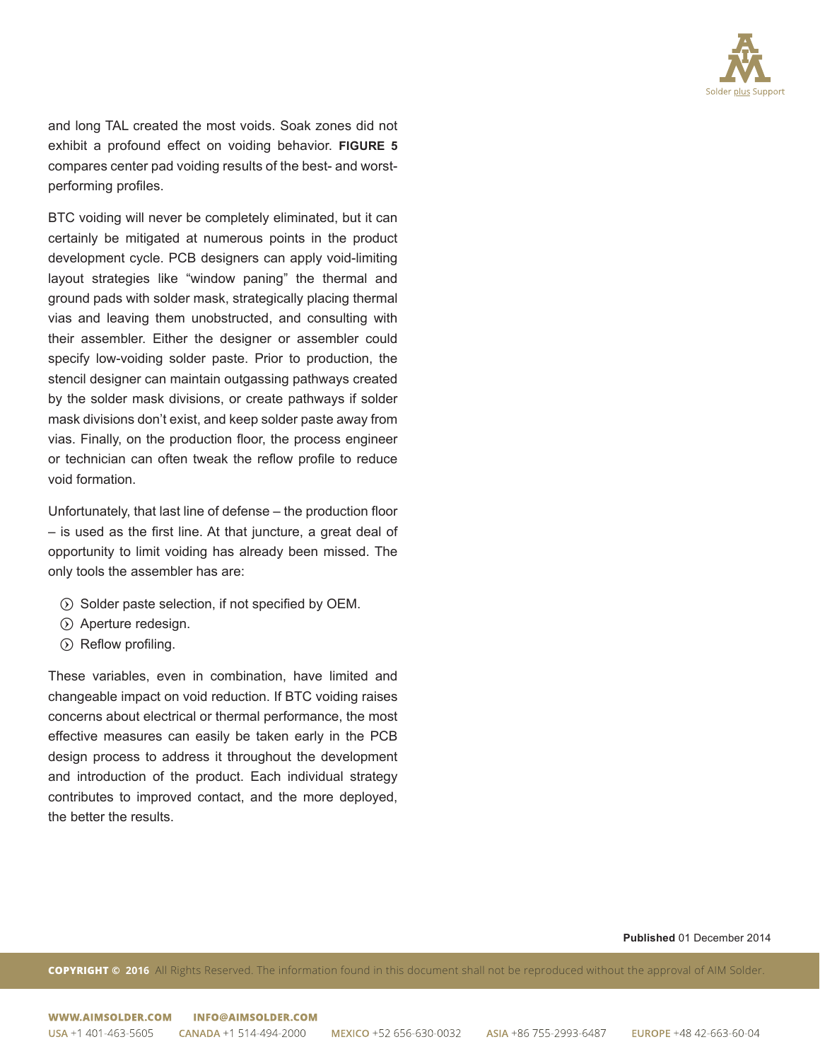and long TAL created the most voids. Soak zones did not exhibit a profound effect on voiding behavior. **FIGURE 5** compares center pad voiding results of the best- and worst-performing profiles.

BTC voiding will never be completely eliminated, but it can certainly be mitigated at numerous points in the product development cycle. PCB designers can apply void-limiting layout strategies like "window paning" the thermal and ground pads with solder mask, strategically placing thermal vias and leaving them unobstructed, and consulting with their assembler. Either the designer or assembler could specify low-voiding solder paste. Prior to production, the stencil designer can maintain outgassing pathways created by the solder mask divisions, or create pathways if solder mask divisions don't exist, and keep solder paste away from vias. Finally, on the production floor, the process engineer or technician can often tweak the reflow profile to reduce void formation.

Unfortunately, that last line of defense – the production floor – is used as the first line. At that juncture, a great deal of opportunity to limit voiding has already been missed. The only tools the assembler has are:

- Solder paste selection, if not specified by OEM.
- Aperture redesign.
- Reflow profiling.

These variables, even in combination, have limited and changeable impact on void reduction. If BTC voiding raises concerns about electrical or thermal performance, the most effective measures can easily be taken early in the PCB design process to address it throughout the development and introduction of the product. Each individual strategy contributes to improved contact, and the more deployed, the better the results.

**Published** 01 December 2014